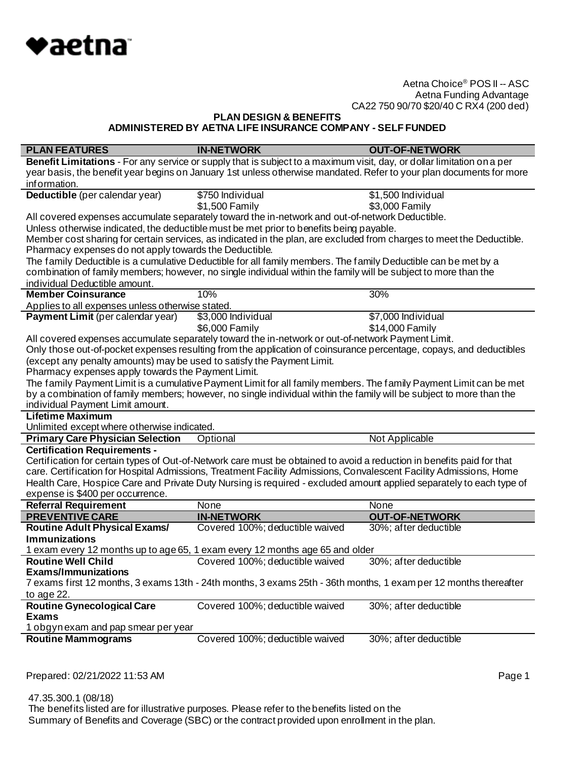♥aetna™

Aetna Choice® POS II -- ASC
Aetna Funding Advantage
CA22 750 90/70 $20/40 C RX4 (200 ded)

**PLAN DESIGN & BENEFITS**
**ADMINISTERED BY AETNA LIFE INSURANCE COMPANY - SELF FUNDED**

| PLAN FEATURES | IN-NETWORK | OUT-OF-NETWORK |
|---|---|---|
| **Benefit Limitations** - For any service or supply that is subject to a maximum visit, day, or dollar limitation on a per year basis, the benefit year begins on January 1st unless otherwise mandated. Refer to your plan documents for more information. | | |
| **Deductible** (per calendar year) | $750 Individual<br>$1,500 Family | $1,500 Individual<br>$3,000 Family |
| All covered expenses accumulate separately toward the in-network and out-of-network Deductible.<br>Unless otherwise indicated, the deductible must be met prior to benefits being payable.<br>Member cost sharing for certain services, as indicated in the plan, are excluded from charges to meet the Deductible.<br>Pharmacy expenses do not apply towards the Deductible.<br>The family Deductible is a cumulative Deductible for all family members. The family Deductible can be met by a combination of family members; however, no single individual within the family will be subject to more than the individual Deductible amount. | | |
| **Member Coinsurance** | 10% | 30% |
| Applies to all expenses unless otherwise stated. | | |
| **Payment Limit** (per calendar year) | $3,000 Individual<br>$6,000 Family | $7,000 Individual<br>$14,000 Family |
| All covered expenses accumulate separately toward the in-network or out-of-network Payment Limit.<br>Only those out-of-pocket expenses resulting from the application of coinsurance percentage, copays, and deductibles (except any penalty amounts) may be used to satisfy the Payment Limit.<br>Pharmacy expenses apply towards the Payment Limit.<br>The family Payment Limit is a cumulative Payment Limit for all family members. The family Payment Limit can be met by a combination of family members; however, no single individual within the family will be subject to more than the individual Payment Limit amount. | | |
| **Lifetime Maximum** | | |
| Unlimited except where otherwise indicated. | | |
| **Primary Care Physician Selection** | Optional | Not Applicable |
| **Certification Requirements -** | | |
| Certification for certain types of Out-of-Network care must be obtained to avoid a reduction in benefits paid for that care. Certification for Hospital Admissions, Treatment Facility Admissions, Convalescent Facility Admissions, Home Health Care, Hospice Care and Private Duty Nursing is required - excluded amount applied separately to each type of expense is $400 per occurrence. | | |
| **Referral Requirement** | None | None |
| **PREVENTIVE CARE** | **IN-NETWORK** | **OUT-OF-NETWORK** |
| **Routine Adult Physical Exams/ Immunizations** | Covered 100%; deductible waived | 30%; after deductible |
| 1 exam every 12 months up to age 65, 1 exam every 12 months age 65 and older | | |
| **Routine Well Child Exams/Immunizations** | Covered 100%; deductible waived | 30%; after deductible |
| 7 exams first 12 months, 3 exams 13th - 24th months, 3 exams 25th - 36th months, 1 exam per 12 months thereafter to age 22. | | |
| **Routine Gynecological Care Exams** | Covered 100%; deductible waived | 30%; after deductible |
| 1 obgyn exam and pap smear per year | | |
| **Routine Mammograms** | Covered 100%; deductible waived | 30%; after deductible |

Prepared: 02/21/2022 11:53 AM

47.35.300.1 (08/18)
The benefits listed are for illustrative purposes. Please refer to the benefits listed on the Summary of Benefits and Coverage (SBC) or the contract provided upon enrollment in the plan.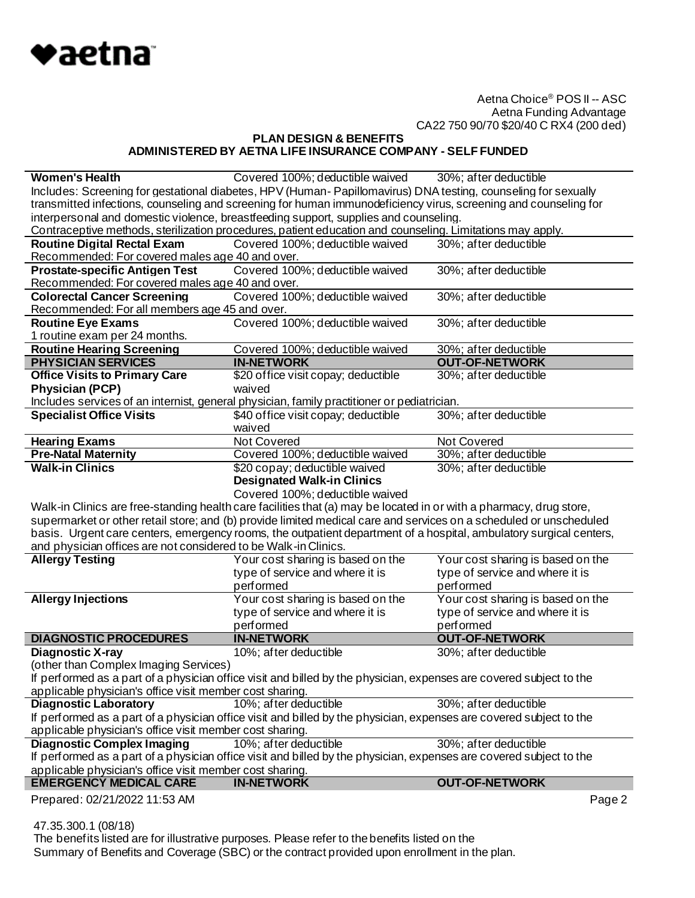Aetna Choice® POS II -- ASC
Aetna Funding Advantage
CA22 750 90/70 $20/40 C RX4 (200 ded)

**PLAN DESIGN & BENEFITS**
**ADMINISTERED BY AETNA LIFE INSURANCE COMPANY - SELF FUNDED**

| | | |
|---|---|---|
| **Women's Health** | Covered 100%; deductible waived | 30%; after deductible |
| Includes: Screening for gestational diabetes, HPV (Human- Papillomavirus) DNA testing, counseling for sexually transmitted infections, counseling and screening for human immunodeficiency virus, screening and counseling for interpersonal and domestic violence, breastfeeding support, supplies and counseling. Contraceptive methods, sterilization procedures, patient education and counseling. Limitations may apply. | | |
| **Routine Digital Rectal Exam** | Covered 100%; deductible waived | 30%; after deductible |
| Recommended: For covered males age 40 and over. | | |
| **Prostate-specific Antigen Test** | Covered 100%; deductible waived | 30%; after deductible |
| Recommended: For covered males age 40 and over. | | |
| **Colorectal Cancer Screening** | Covered 100%; deductible waived | 30%; after deductible |
| Recommended: For all members age 45 and over. | | |
| **Routine Eye Exams** | Covered 100%; deductible waived | 30%; after deductible |
| 1 routine exam per 24 months. | | |
| **Routine Hearing Screening** | Covered 100%; deductible waived | 30%; after deductible |
| **PHYSICIAN SERVICES** | **IN-NETWORK** | **OUT-OF-NETWORK** |
| **Office Visits to Primary Care Physician (PCP)** | $20 office visit copay; deductible waived | 30%; after deductible |
| Includes services of an internist, general physician, family practitioner or pediatrician. | | |
| **Specialist Office Visits** | $40 office visit copay; deductible waived | 30%; after deductible |
| **Hearing Exams** | Not Covered | Not Covered |
| **Pre-Natal Maternity** | Covered 100%; deductible waived | 30%; after deductible |
| **Walk-in Clinics** | $20 copay; deductible waived<br>**Designated Walk-in Clinics**<br>Covered 100%; deductible waived | 30%; after deductible |
| Walk-in Clinics are free-standing health care facilities that (a) may be located in or with a pharmacy, drug store, supermarket or other retail store; and (b) provide limited medical care and services on a scheduled or unscheduled basis. Urgent care centers, emergency rooms, the outpatient department of a hospital, ambulatory surgical centers, and physician offices are not considered to be Walk-in Clinics. | | |
| **Allergy Testing** | Your cost sharing is based on the type of service and where it is performed | Your cost sharing is based on the type of service and where it is performed |
| **Allergy Injections** | Your cost sharing is based on the type of service and where it is performed | Your cost sharing is based on the type of service and where it is performed |
| **DIAGNOSTIC PROCEDURES** | **IN-NETWORK** | **OUT-OF-NETWORK** |
| **Diagnostic X-ray**<br>(other than Complex Imaging Services) | 10%; after deductible | 30%; after deductible |
| If performed as a part of a physician office visit and billed by the physician, expenses are covered subject to the applicable physician's office visit member cost sharing. | | |
| **Diagnostic Laboratory** | 10%; after deductible | 30%; after deductible |
| If performed as a part of a physician office visit and billed by the physician, expenses are covered subject to the applicable physician's office visit member cost sharing. | | |
| **Diagnostic Complex Imaging** | 10%; after deductible | 30%; after deductible |
| If performed as a part of a physician office visit and billed by the physician, expenses are covered subject to the applicable physician's office visit member cost sharing. | | |
| **EMERGENCY MEDICAL CARE** | **IN-NETWORK** | **OUT-OF-NETWORK** |

Prepared: 02/21/2022 11:53 AM

47.35.300.1 (08/18)
The benefits listed are for illustrative purposes. Please refer to the benefits listed on the Summary of Benefits and Coverage (SBC) or the contract provided upon enrollment in the plan.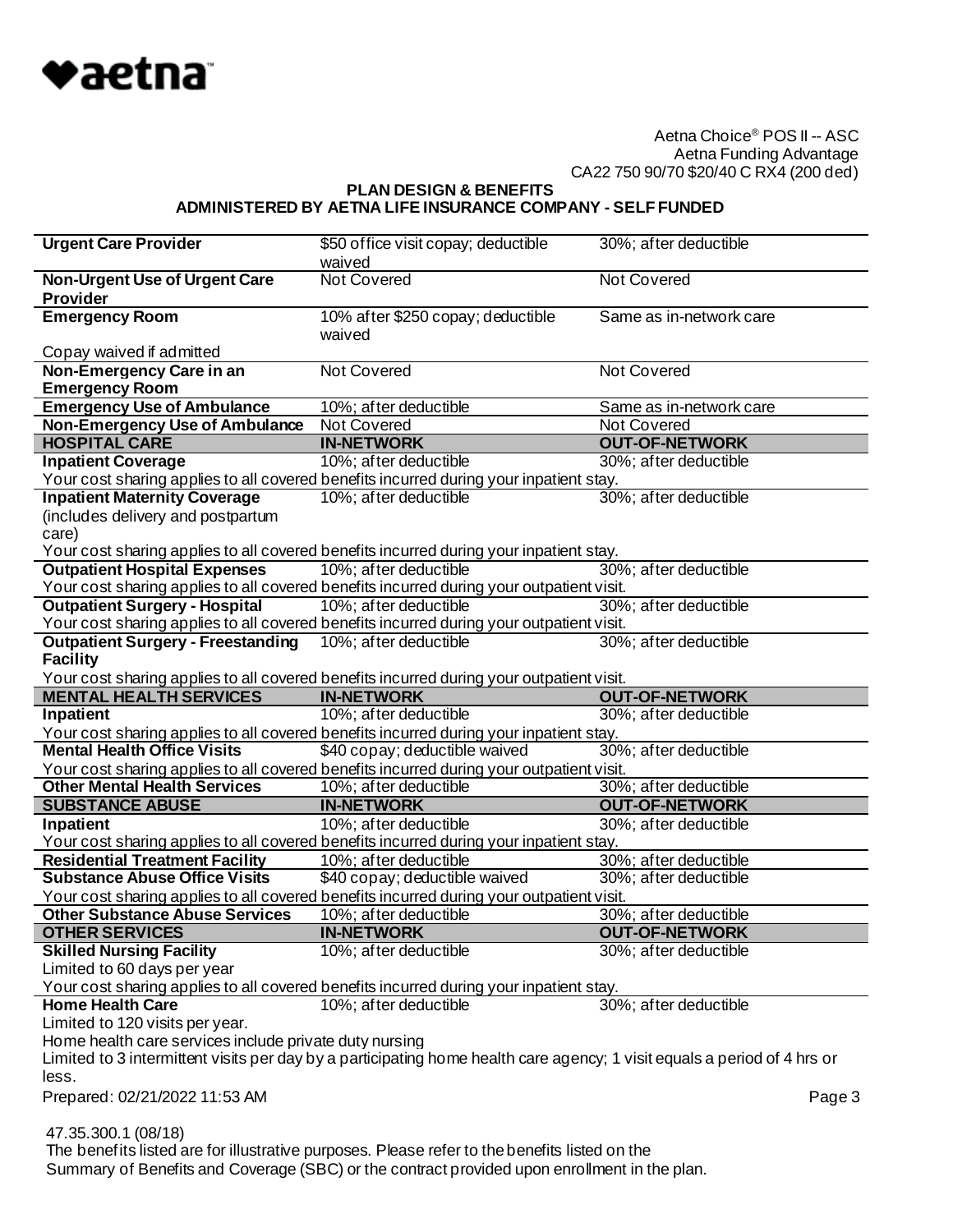**PLAN DESIGN & BENEFITS**
**ADMINISTERED BY AETNA LIFE INSURANCE COMPANY - SELF FUNDED**

| | | |
|---|---|---|
| **Urgent Care Provider** | $50 office visit copay; deductible waived | 30%; after deductible |
| **Non-Urgent Use of Urgent Care Provider** | Not Covered | Not Covered |
| **Emergency Room** | 10% after $250 copay; deductible waived | Same as in-network care |
| Copay waived if admitted | | |
| **Non-Emergency Care in an Emergency Room** | Not Covered | Not Covered |
| **Emergency Use of Ambulance** | 10%; after deductible | Same as in-network care |
| **Non-Emergency Use of Ambulance** | Not Covered | Not Covered |
| **HOSPITAL CARE** | **IN-NETWORK** | **OUT-OF-NETWORK** |
| **Inpatient Coverage** | 10%; after deductible | 30%; after deductible |
| Your cost sharing applies to all covered benefits incurred during your inpatient stay. | | |
| **Inpatient Maternity Coverage** (includes delivery and postpartum care) | 10%; after deductible | 30%; after deductible |
| Your cost sharing applies to all covered benefits incurred during your inpatient stay. | | |
| **Outpatient Hospital Expenses** | 10%; after deductible | 30%; after deductible |
| Your cost sharing applies to all covered benefits incurred during your outpatient visit. | | |
| **Outpatient Surgery - Hospital** | 10%; after deductible | 30%; after deductible |
| Your cost sharing applies to all covered benefits incurred during your outpatient visit. | | |
| **Outpatient Surgery - Freestanding Facility** | 10%; after deductible | 30%; after deductible |
| Your cost sharing applies to all covered benefits incurred during your outpatient visit. | | |
| **MENTAL HEALTH SERVICES** | **IN-NETWORK** | **OUT-OF-NETWORK** |
| **Inpatient** | 10%; after deductible | 30%; after deductible |
| Your cost sharing applies to all covered benefits incurred during your inpatient stay. | | |
| **Mental Health Office Visits** | $40 copay; deductible waived | 30%; after deductible |
| Your cost sharing applies to all covered benefits incurred during your outpatient visit. | | |
| **Other Mental Health Services** | 10%; after deductible | 30%; after deductible |
| **SUBSTANCE ABUSE** | **IN-NETWORK** | **OUT-OF-NETWORK** |
| **Inpatient** | 10%; after deductible | 30%; after deductible |
| Your cost sharing applies to all covered benefits incurred during your inpatient stay. | | |
| **Residential Treatment Facility** | 10%; after deductible | 30%; after deductible |
| **Substance Abuse Office Visits** | $40 copay; deductible waived | 30%; after deductible |
| Your cost sharing applies to all covered benefits incurred during your outpatient visit. | | |
| **Other Substance Abuse Services** | 10%; after deductible | 30%; after deductible |
| **OTHER SERVICES** | **IN-NETWORK** | **OUT-OF-NETWORK** |
| **Skilled Nursing Facility** | 10%; after deductible | 30%; after deductible |
| Limited to 60 days per year | | |
| Your cost sharing applies to all covered benefits incurred during your inpatient stay. | | |
| **Home Health Care** | 10%; after deductible | 30%; after deductible |
| Limited to 120 visits per year. | | |
| Home health care services include private duty nursing | | |
| Limited to 3 intermittent visits per day by a participating home health care agency; 1 visit equals a period of 4 hrs or less. | | |

Prepared: 02/21/2022 11:53 AM

47.35.300.1 (08/18)
The benefits listed are for illustrative purposes. Please refer to the benefits listed on the Summary of Benefits and Coverage (SBC) or the contract provided upon enrollment in the plan.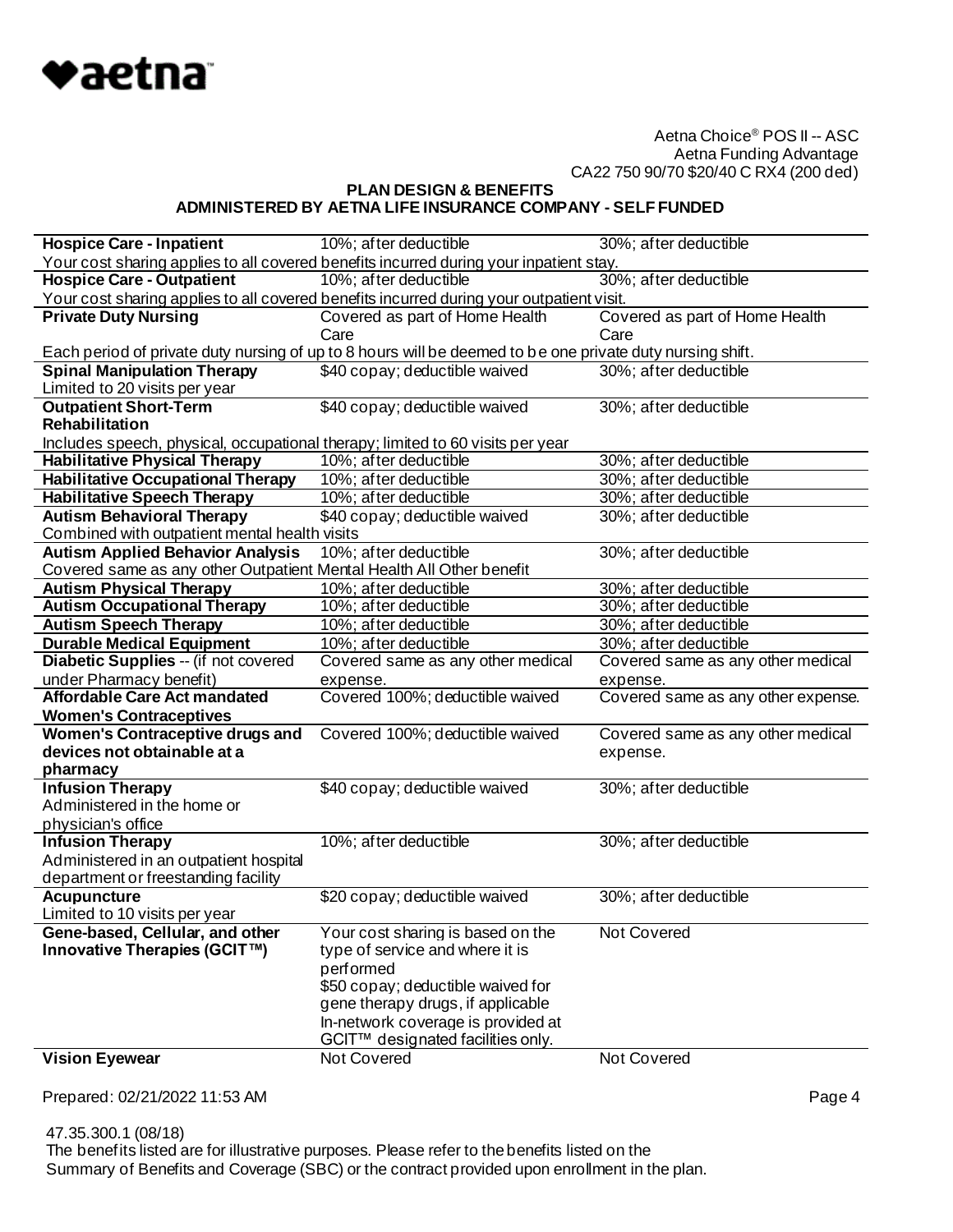Aetna Choice® POS II -- ASC
Aetna Funding Advantage
CA22 750 90/70 $20/40 C RX4 (200 ded)

**PLAN DESIGN & BENEFITS**
**ADMINISTERED BY AETNA LIFE INSURANCE COMPANY - SELF FUNDED**

| | | |
|---|---|---|
| **Hospice Care - Inpatient** | 10%; after deductible | 30%; after deductible |
| Your cost sharing applies to all covered benefits incurred during your inpatient stay. | | |
| **Hospice Care - Outpatient** | 10%; after deductible | 30%; after deductible |
| Your cost sharing applies to all covered benefits incurred during your outpatient visit. | | |
| **Private Duty Nursing** | Covered as part of Home Health Care | Covered as part of Home Health Care |
| Each period of private duty nursing of up to 8 hours will be deemed to be one private duty nursing shift. | | |
| **Spinal Manipulation Therapy** Limited to 20 visits per year | $40 copay; deductible waived | 30%; after deductible |
| **Outpatient Short-Term Rehabilitation** | $40 copay; deductible waived | 30%; after deductible |
| Includes speech, physical, occupational therapy; limited to 60 visits per year | | |
| **Habilitative Physical Therapy** | 10%; after deductible | 30%; after deductible |
| **Habilitative Occupational Therapy** | 10%; after deductible | 30%; after deductible |
| **Habilitative Speech Therapy** | 10%; after deductible | 30%; after deductible |
| **Autism Behavioral Therapy** Combined with outpatient mental health visits | $40 copay; deductible waived | 30%; after deductible |
| **Autism Applied Behavior Analysis** Covered same as any other Outpatient Mental Health All Other benefit | 10%; after deductible | 30%; after deductible |
| **Autism Physical Therapy** | 10%; after deductible | 30%; after deductible |
| **Autism Occupational Therapy** | 10%; after deductible | 30%; after deductible |
| **Autism Speech Therapy** | 10%; after deductible | 30%; after deductible |
| **Durable Medical Equipment** | 10%; after deductible | 30%; after deductible |
| **Diabetic Supplies** -- (if not covered under Pharmacy benefit) | Covered same as any other medical expense. | Covered same as any other medical expense. |
| **Affordable Care Act mandated Women's Contraceptives** | Covered 100%; deductible waived | Covered same as any other expense. |
| **Women's Contraceptive drugs and devices not obtainable at a pharmacy** | Covered 100%; deductible waived | Covered same as any other medical expense. |
| **Infusion Therapy** Administered in the home or physician's office | $40 copay; deductible waived | 30%; after deductible |
| **Infusion Therapy** Administered in an outpatient hospital department or freestanding facility | 10%; after deductible | 30%; after deductible |
| **Acupuncture** Limited to 10 visits per year | $20 copay; deductible waived | 30%; after deductible |
| **Gene-based, Cellular, and other Innovative Therapies (GCIT™)** | Your cost sharing is based on the type of service and where it is performed $50 copay; deductible waived for gene therapy drugs, if applicable In-network coverage is provided at GCIT™ designated facilities only. | Not Covered |
| **Vision Eyewear** | Not Covered | Not Covered |

Prepared: 02/21/2022 11:53 AM

47.35.300.1 (08/18)
The benefits listed are for illustrative purposes. Please refer to the benefits listed on the Summary of Benefits and Coverage (SBC) or the contract provided upon enrollment in the plan.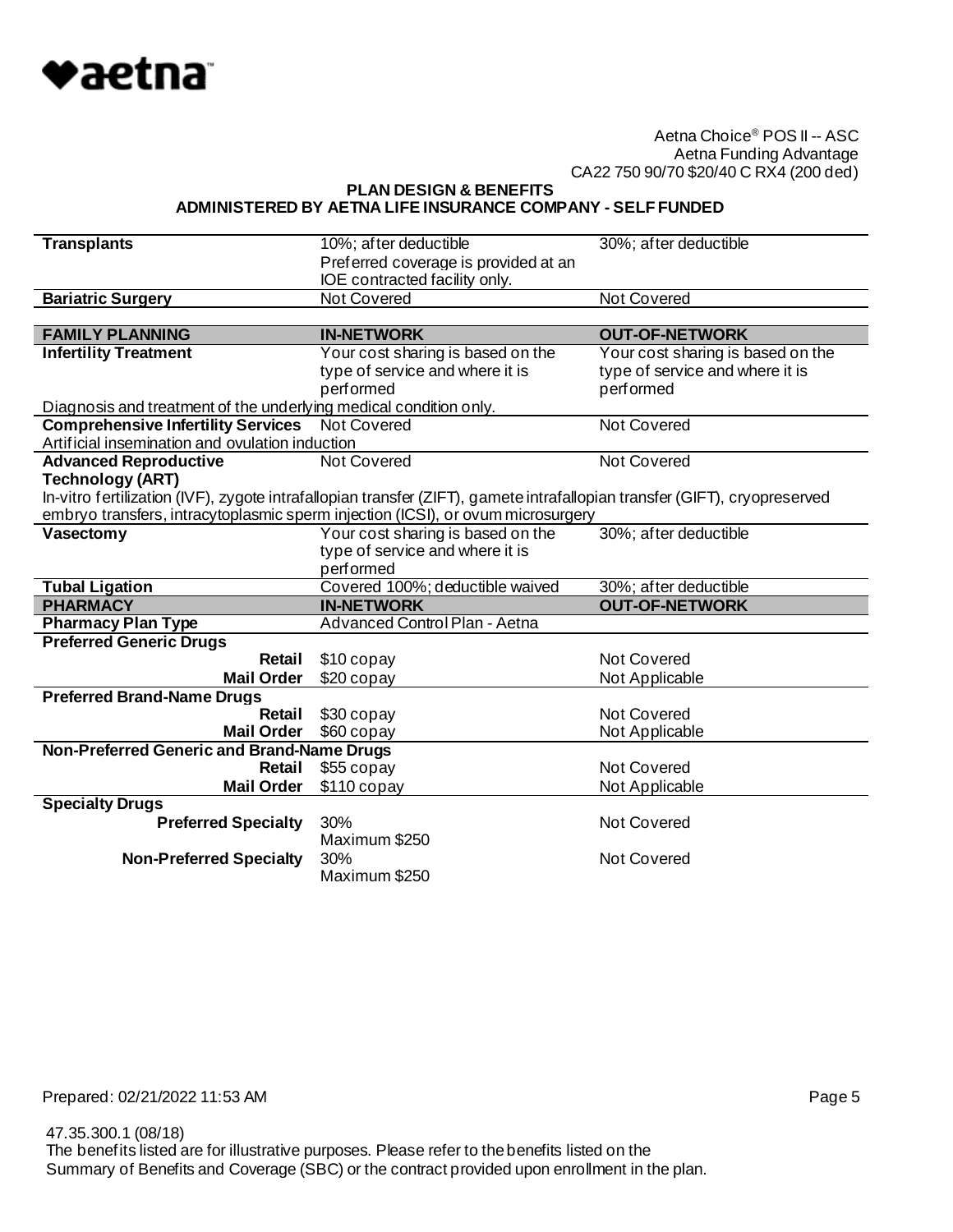Aetna Choice® POS II -- ASC
Aetna Funding Advantage
CA22 750 90/70 $20/40 C RX4 (200 ded)

**PLAN DESIGN & BENEFITS**
**ADMINISTERED BY AETNA LIFE INSURANCE COMPANY - SELF FUNDED**

| | | |
|---|---|---|
| **Transplants** | 10%; after deductible<br>Preferred coverage is provided at an IOE contracted facility only. | 30%; after deductible |
| **Bariatric Surgery** | Not Covered | Not Covered |

| **FAMILY PLANNING** | **IN-NETWORK** | **OUT-OF-NETWORK** |
|---|---|---|
| **Infertility Treatment** | Your cost sharing is based on the type of service and where it is performed | Your cost sharing is based on the type of service and where it is performed |
| Diagnosis and treatment of the underlying medical condition only. | | |
| **Comprehensive Infertility Services** | Not Covered | Not Covered |
| Artificial insemination and ovulation induction | | |
| **Advanced Reproductive Technology (ART)** | Not Covered | Not Covered |
| In-vitro fertilization (IVF), zygote intrafallopian transfer (ZIFT), gamete intrafallopian transfer (GIFT), cryopreserved embryo transfers, intracytoplasmic sperm injection (ICSI), or ovum microsurgery | | |
| **Vasectomy** | Your cost sharing is based on the type of service and where it is performed | 30%; after deductible |
| **Tubal Ligation** | Covered 100%; deductible waived | 30%; after deductible |

| **PHARMACY** | **IN-NETWORK** | **OUT-OF-NETWORK** |
|---|---|---|
| **Pharmacy Plan Type** | Advanced Control Plan - Aetna | |
| **Preferred Generic Drugs** | | |
| **Retail** | $10 copay | Not Covered |
| **Mail Order** | $20 copay | Not Applicable |
| **Preferred Brand-Name Drugs** | | |
| **Retail** | $30 copay | Not Covered |
| **Mail Order** | $60 copay | Not Applicable |
| **Non-Preferred Generic and Brand-Name Drugs** | | |
| **Retail** | $55 copay | Not Covered |
| **Mail Order** | $110 copay | Not Applicable |
| **Specialty Drugs** | | |
| **Preferred Specialty** | 30%<br>Maximum $250 | Not Covered |
| **Non-Preferred Specialty** | 30%<br>Maximum $250 | Not Covered |

Prepared: 02/21/2022 11:53 AM

47.35.300.1 (08/18)
The benefits listed are for illustrative purposes. Please refer to the benefits listed on the Summary of Benefits and Coverage (SBC) or the contract provided upon enrollment in the plan.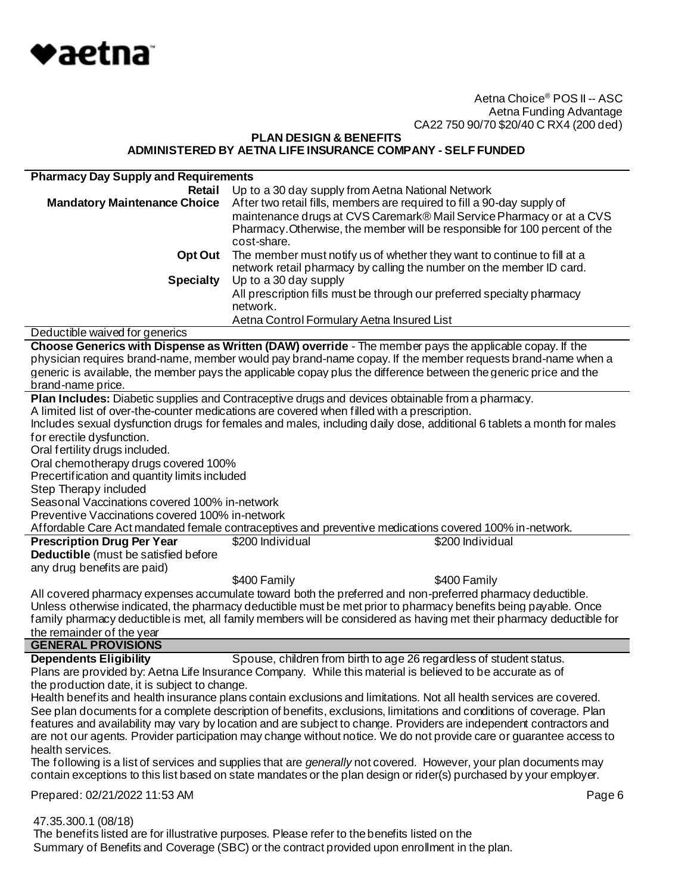Aetna Choice® POS II -- ASC
Aetna Funding Advantage
CA22 750 90/70 $20/40 C RX4 (200 ded)

**PLAN DESIGN & BENEFITS**
**ADMINISTERED BY AETNA LIFE INSURANCE COMPANY - SELF FUNDED**

| **Pharmacy Day Supply and Requirements** | |
|---|---|
| **Retail** | Up to a 30 day supply from Aetna National Network |
| **Mandatory Maintenance Choice** | After two retail fills, members are required to fill a 90-day supply of maintenance drugs at CVS Caremark® Mail Service Pharmacy or at a CVS Pharmacy. Otherwise, the member will be responsible for 100 percent of the cost-share. |
| **Opt Out** | The member must notify us of whether they want to continue to fill at a network retail pharmacy by calling the number on the member ID card. |
| **Specialty** | Up to a 30 day supply<br>All prescription fills must be through our preferred specialty pharmacy network.<br>Aetna Control Formulary Aetna Insured List |

Deductible waived for generics

**Choose Generics with Dispense as Written (DAW) override** - The member pays the applicable copay. If the physician requires brand-name, member would pay brand-name copay. If the member requests brand-name when a generic is available, the member pays the applicable copay plus the difference between the generic price and the brand-name price.

**Plan Includes:** Diabetic supplies and Contraceptive drugs and devices obtainable from a pharmacy.
A limited list of over-the-counter medications are covered when filled with a prescription.
Includes sexual dysfunction drugs for females and males, including daily dose, additional 6 tablets a month for males for erectile dysfunction.
Oral fertility drugs included.
Oral chemotherapy drugs covered 100%
Precertification and quantity limits included
Step Therapy included
Seasonal Vaccinations covered 100% in-network
Preventive Vaccinations covered 100% in-network
Affordable Care Act mandated female contraceptives and preventive medications covered 100% in-network.

| | | |
|---|---|---|
| **Prescription Drug Per Year Deductible** (must be satisfied before any drug benefits are paid) | $200 Individual | $200 Individual |
| | $400 Family | $400 Family |

All covered pharmacy expenses accumulate toward both the preferred and non-preferred pharmacy deductible. Unless otherwise indicated, the pharmacy deductible must be met prior to pharmacy benefits being payable. Once family pharmacy deductible is met, all family members will be considered as having met their pharmacy deductible for the remainder of the year

## GENERAL PROVISIONS

**Dependents Eligibility** Spouse, children from birth to age 26 regardless of student status.

Plans are provided by: Aetna Life Insurance Company. While this material is believed to be accurate as of the production date, it is subject to change.

Health benefits and health insurance plans contain exclusions and limitations. Not all health services are covered. See plan documents for a complete description of benefits, exclusions, limitations and conditions of coverage. Plan features and availability may vary by location and are subject to change. Providers are independent contractors and are not our agents. Provider participation may change without notice. We do not provide care or guarantee access to health services.

The following is a list of services and supplies that are *generally* not covered. However, your plan documents may contain exceptions to this list based on state mandates or the plan design or rider(s) purchased by your employer.

Prepared: 02/21/2022 11:53 AM

47.35.300.1 (08/18)
The benefits listed are for illustrative purposes. Please refer to the benefits listed on the Summary of Benefits and Coverage (SBC) or the contract provided upon enrollment in the plan.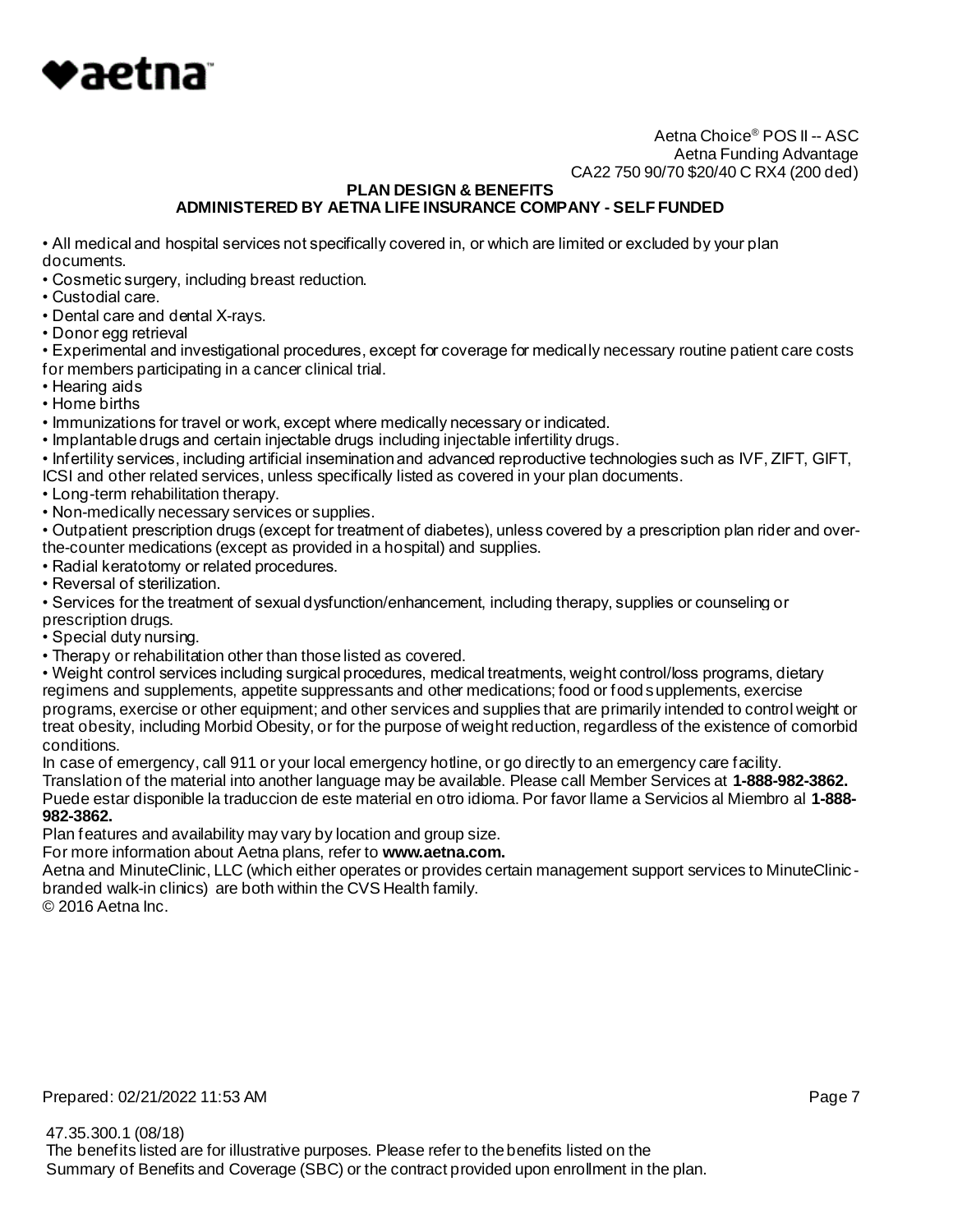Aetna Choice® POS II -- ASC
Aetna Funding Advantage
CA22 750 90/70 $20/40 C RX4 (200 ded)

**PLAN DESIGN & BENEFITS**
**ADMINISTERED BY AETNA LIFE INSURANCE COMPANY - SELF FUNDED**

- All medical and hospital services not specifically covered in, or which are limited or excluded by your plan documents.
- Cosmetic surgery, including breast reduction.
- Custodial care.
- Dental care and dental X-rays.
- Donor egg retrieval
- Experimental and investigational procedures, except for coverage for medically necessary routine patient care costs for members participating in a cancer clinical trial.
- Hearing aids
- Home births
- Immunizations for travel or work, except where medically necessary or indicated.
- Implantable drugs and certain injectable drugs including injectable infertility drugs.
- Infertility services, including artificial insemination and advanced reproductive technologies such as IVF, ZIFT, GIFT, ICSI and other related services, unless specifically listed as covered in your plan documents.
- Long-term rehabilitation therapy.
- Non-medically necessary services or supplies.
- Outpatient prescription drugs (except for treatment of diabetes), unless covered by a prescription plan rider and over-the-counter medications (except as provided in a hospital) and supplies.
- Radial keratotomy or related procedures.
- Reversal of sterilization.
- Services for the treatment of sexual dysfunction/enhancement, including therapy, supplies or counseling or prescription drugs.
- Special duty nursing.
- Therapy or rehabilitation other than those listed as covered.
- Weight control services including surgical procedures, medical treatments, weight control/loss programs, dietary regimens and supplements, appetite suppressants and other medications; food or food supplements, exercise programs, exercise or other equipment; and other services and supplies that are primarily intended to control weight or treat obesity, including Morbid Obesity, or for the purpose of weight reduction, regardless of the existence of comorbid conditions.

In case of emergency, call 911 or your local emergency hotline, or go directly to an emergency care facility.
Translation of the material into another language may be available. Please call Member Services at **1-888-982-3862.**
Puede estar disponible la traduccion de este material en otro idioma. Por favor llame a Servicios al Miembro al **1-888-982-3862.**
Plan features and availability may vary by location and group size.
For more information about Aetna plans, refer to **www.aetna.com.**
Aetna and MinuteClinic, LLC (which either operates or provides certain management support services to MinuteClinic-branded walk-in clinics) are both within the CVS Health family.
© 2016 Aetna Inc.

Prepared: 02/21/2022 11:53 AM

47.35.300.1 (08/18)
The benefits listed are for illustrative purposes. Please refer to the benefits listed on the Summary of Benefits and Coverage (SBC) or the contract provided upon enrollment in the plan.